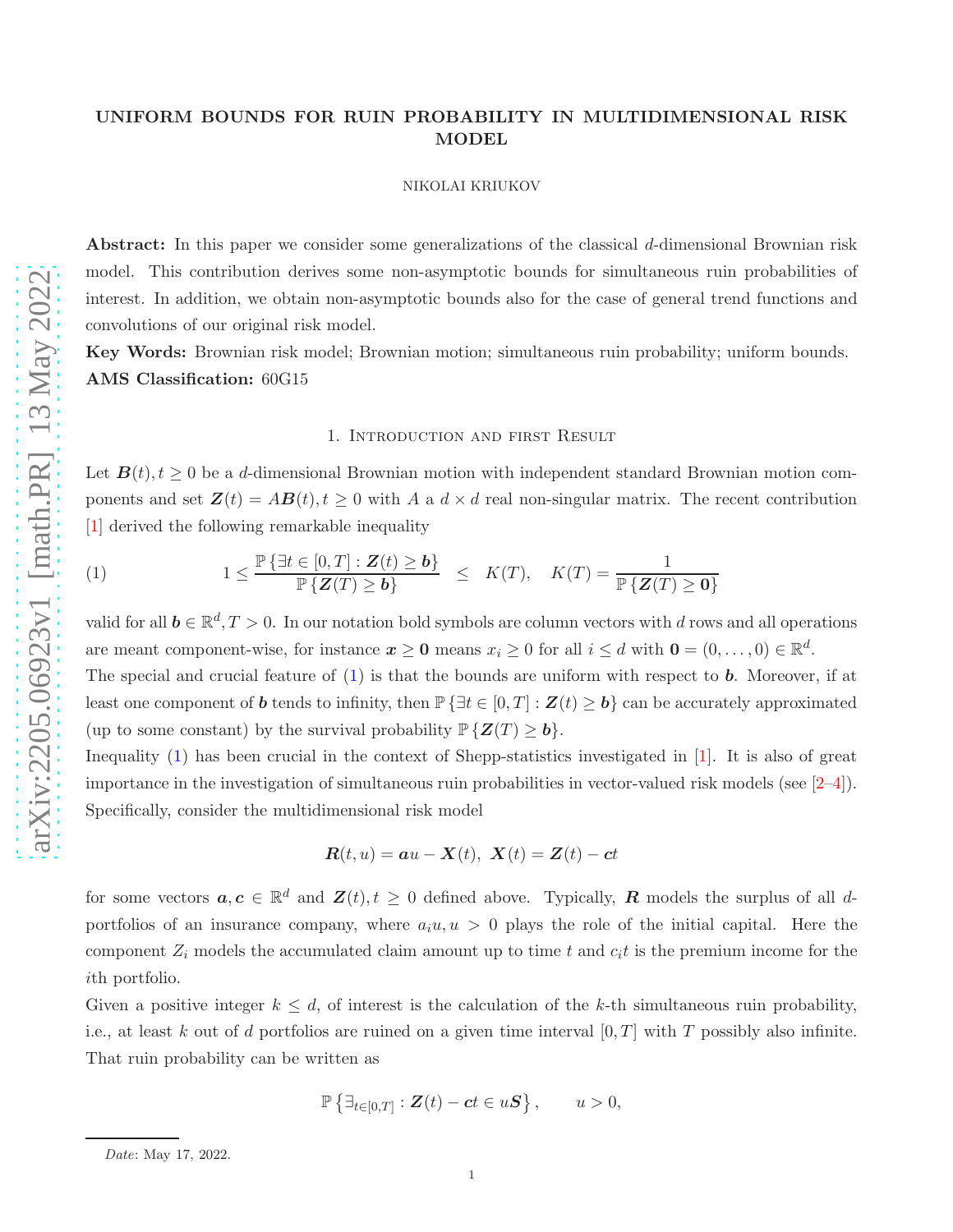# UNIFORM BOUNDS FOR RUIN PROBABILITY IN MULTIDIMENSIONAL RISK MODEL

NIKOLAI KRIUKOV

**Abstract:** In this paper we consider some generalizations of the classical $d$-dimensional Brownian risk model. This contribution derives some non-asymptotic bounds for simultaneous ruin probabilities of interest. In addition, we obtain non-asymptotic bounds also for the case of general trend functions and convolutions of our original risk model.

**Key Words:** Brownian risk model; Brownian motion; simultaneous ruin probability; uniform bounds.

**AMS Classification:** 60G15

## 1. Introduction and first Result

Let $\boldsymbol{B}(t), t \geq 0$ be a $d$-dimensional Brownian motion with independent standard Brownian motion components and set $\boldsymbol{Z}(t) = A\boldsymbol{B}(t), t \geq 0$ with $A$ a $d \times d$ real non-singular matrix. The recent contribution [1] derived the following remarkable inequality

$$1 \leq \frac{\mathbb{P}\{\exists t \in [0,T] : \boldsymbol{Z}(t) \geq \boldsymbol{b}\}}{\mathbb{P}\{\boldsymbol{Z}(T) \geq \boldsymbol{b}\}} \leq K(T), \quad K(T) = \frac{1}{\mathbb{P}\{\boldsymbol{Z}(T) \geq \boldsymbol{0}\}} \tag{1}$$

valid for all $\boldsymbol{b} \in \mathbb{R}^d, T > 0$. In our notation bold symbols are column vectors with $d$ rows and all operations are meant component-wise, for instance $\boldsymbol{x} \geq \boldsymbol{0}$ means $x_i \geq 0$ for all $i \leq d$ with $\boldsymbol{0} = (0, \ldots, 0) \in \mathbb{R}^d$.

The special and crucial feature of (1) is that the bounds are uniform with respect to $\boldsymbol{b}$. Moreover, if at least one component of $\boldsymbol{b}$ tends to infinity, then $\mathbb{P}\{\exists t \in [0,T] : \boldsymbol{Z}(t) \geq \boldsymbol{b}\}$ can be accurately approximated (up to some constant) by the survival probability $\mathbb{P}\{\boldsymbol{Z}(T) \geq \boldsymbol{b}\}$.

Inequality (1) has been crucial in the context of Shepp-statistics investigated in [1]. It is also of great importance in the investigation of simultaneous ruin probabilities in vector-valued risk models (see [2–4]). Specifically, consider the multidimensional risk model

$$\boldsymbol{R}(t,u) = \boldsymbol{a}u - \boldsymbol{X}(t), \ \boldsymbol{X}(t) = \boldsymbol{Z}(t) - \boldsymbol{c}t$$

for some vectors $\boldsymbol{a}, \boldsymbol{c} \in \mathbb{R}^d$ and $\boldsymbol{Z}(t), t \geq 0$ defined above. Typically, $\boldsymbol{R}$ models the surplus of all $d$-portfolios of an insurance company, where $a_i u, u > 0$ plays the role of the initial capital. Here the component $Z_i$ models the accumulated claim amount up to time $t$ and $c_i t$ is the premium income for the $i$th portfolio.

Given a positive integer $k \leq d$, of interest is the calculation of the $k$-th simultaneous ruin probability, i.e., at least $k$ out of $d$ portfolios are ruined on a given time interval $[0,T]$ with $T$ possibly also infinite. That ruin probability can be written as

$$\mathbb{P}\left\{\exists_{t \in [0,T]} : \boldsymbol{Z}(t) - \boldsymbol{c}t \in u\boldsymbol{S}\right\}, \qquad u > 0,$$

*Date*: May 17, 2022.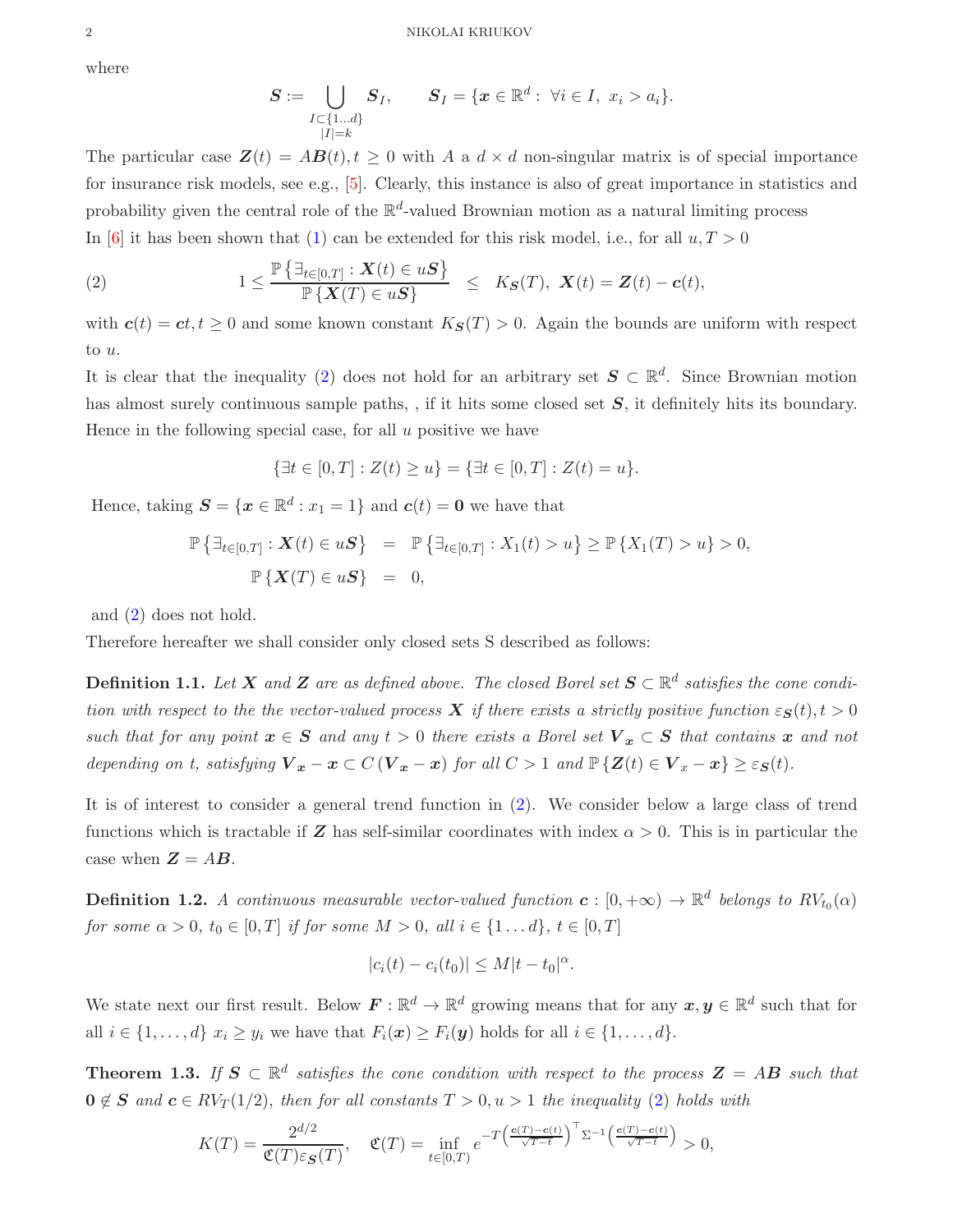where

$$\boldsymbol{S} := \bigcup_{\substack{I\subset\{1\ldots d\} \\ |I|=k}} \boldsymbol{S}_I, \qquad \boldsymbol{S}_I = \{\boldsymbol{x}\in\mathbb{R}^d: \ \forall i\in I, \ x_i > a_i\}.$$

The particular case $\boldsymbol{Z}(t) = A\boldsymbol{B}(t), t\geq 0$ with $A$ a $d\times d$ non-singular matrix is of special importance for insurance risk models, see e.g., [5]. Clearly, this instance is also of great importance in statistics and probability given the central role of the $\mathbb{R}^d$-valued Brownian motion as a natural limiting process

In [6] it has been shown that (1) can be extended for this risk model, i.e., for all $u, T > 0$

$$(2) \qquad 1 \leq \frac{\mathbb{P}\left\{\exists_{t\in[0,T]} : \boldsymbol{X}(t)\in u\boldsymbol{S}\right\}}{\mathbb{P}\left\{\boldsymbol{X}(T)\in u\boldsymbol{S}\right\}} \leq K_{\boldsymbol{S}}(T), \ \boldsymbol{X}(t) = \boldsymbol{Z}(t) - \boldsymbol{c}(t),$$

with $\boldsymbol{c}(t) = \boldsymbol{c}t, t\geq 0$ and some known constant $K_{\boldsymbol{S}}(T) > 0$. Again the bounds are uniform with respect to $u$.

It is clear that the inequality (2) does not hold for an arbitrary set $\boldsymbol{S}\subset\mathbb{R}^d$. Since Brownian motion has almost surely continuous sample paths, , if it hits some closed set $\boldsymbol{S}$, it definitely hits its boundary. Hence in the following special case, for all $u$ positive we have

$$\{\exists t\in[0,T]: Z(t)\geq u\} = \{\exists t\in[0,T]: Z(t) = u\}.$$

Hence, taking $\boldsymbol{S} = \{\boldsymbol{x}\in\mathbb{R}^d: x_1 = 1\}$ and $\boldsymbol{c}(t) = \boldsymbol{0}$ we have that

$$\begin{aligned} \mathbb{P}\left\{\exists_{t\in[0,T]} : \boldsymbol{X}(t)\in u\boldsymbol{S}\right\} &= \mathbb{P}\left\{\exists_{t\in[0,T]} : X_1(t) > u\right\} \geq \mathbb{P}\left\{X_1(T) > u\right\} > 0, \\ \mathbb{P}\left\{\boldsymbol{X}(T)\in u\boldsymbol{S}\right\} &= 0, \end{aligned}$$

and (2) does not hold.

Therefore hereafter we shall consider only closed sets S described as follows:

**Definition 1.1.** *Let $\boldsymbol{X}$ and $\boldsymbol{Z}$ are as defined above. The closed Borel set $\boldsymbol{S}\subset\mathbb{R}^d$ satisfies the cone condition with respect to the the vector-valued process $\boldsymbol{X}$ if there exists a strictly positive function $\varepsilon_{\boldsymbol{S}}(t), t > 0$ such that for any point $\boldsymbol{x}\in\boldsymbol{S}$ and any $t > 0$ there exists a Borel set $\boldsymbol{V}_{\boldsymbol{x}}\subset\boldsymbol{S}$ that contains $\boldsymbol{x}$ and not depending on t, satisfying $\boldsymbol{V}_{\boldsymbol{x}} - \boldsymbol{x}\subset C\left(\boldsymbol{V}_{\boldsymbol{x}} - \boldsymbol{x}\right)$ for all $C > 1$ and $\mathbb{P}\left\{\boldsymbol{Z}(t)\in\boldsymbol{V}_x - \boldsymbol{x}\right\}\geq\varepsilon_{\boldsymbol{S}}(t)$.*

It is of interest to consider a general trend function in (2). We consider below a large class of trend functions which is tractable if $\boldsymbol{Z}$ has self-similar coordinates with index $\alpha > 0$. This is in particular the case when $\boldsymbol{Z} = A\boldsymbol{B}$.

**Definition 1.2.** *A continuous measurable vector-valued function $\boldsymbol{c}: [0,+\infty)\to\mathbb{R}^d$ belongs to $RV_{t_0}(\alpha)$ for some $\alpha > 0$, $t_0\in[0,T]$ if for some $M > 0$, all $i\in\{1\ldots d\}$, $t\in[0,T]$*

$$|c_i(t) - c_i(t_0)| \leq M|t - t_0|^{\alpha}.$$

We state next our first result. Below $\boldsymbol{F}: \mathbb{R}^d\to\mathbb{R}^d$ growing means that for any $\boldsymbol{x}, \boldsymbol{y}\in\mathbb{R}^d$ such that for all $i\in\{1,\ldots,d\}$ $x_i\geq y_i$ we have that $F_i(\boldsymbol{x})\geq F_i(\boldsymbol{y})$ holds for all $i\in\{1,\ldots,d\}$.

**Theorem 1.3.** *If $\boldsymbol{S}\subset\mathbb{R}^d$ satisfies the cone condition with respect to the process $\boldsymbol{Z} = A\boldsymbol{B}$ such that $\boldsymbol{0}\notin\boldsymbol{S}$ and $\boldsymbol{c}\in RV_T(1/2)$, then for all constants $T > 0, u > 1$ the inequality (2) holds with*

$$K(T) = \frac{2^{d/2}}{\mathfrak{C}(T)\varepsilon_{\boldsymbol{S}}(T)}, \quad \mathfrak{C}(T) = \inf_{t\in[0,T)} e^{-T\left(\frac{\boldsymbol{c}(T)-\boldsymbol{c}(t)}{\sqrt{T-t}}\right)^{\top}\Sigma^{-1}\left(\frac{\boldsymbol{c}(T)-\boldsymbol{c}(t)}{\sqrt{T-t}}\right)} > 0,$$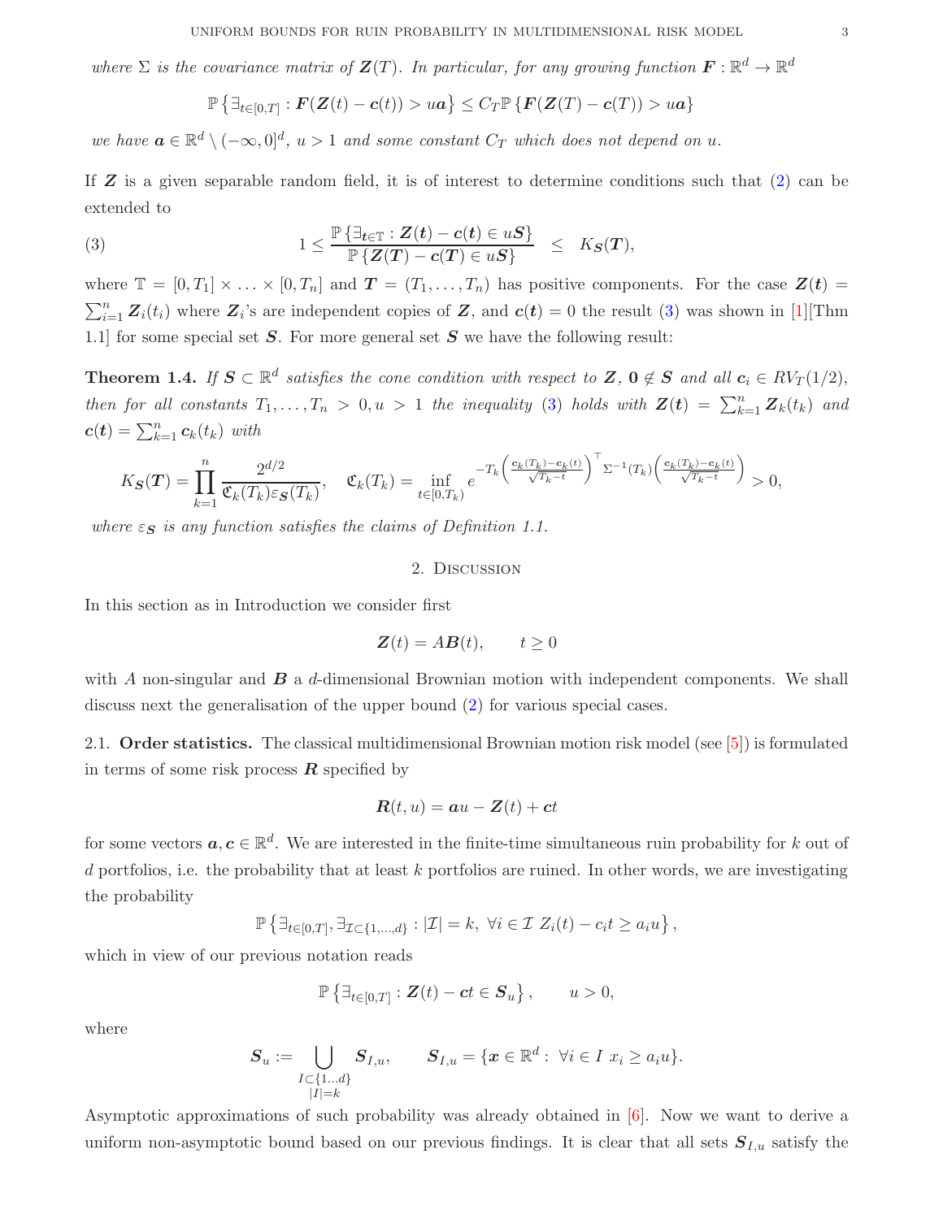*where $\Sigma$ is the covariance matrix of $\boldsymbol{Z}(T)$. In particular, for any growing function $\boldsymbol{F}: \mathbb{R}^d \to \mathbb{R}^d$*

$$\mathbb{P}\left\{\exists_{t\in[0,T]} : \boldsymbol{F}(\boldsymbol{Z}(t) - \boldsymbol{c}(t)) > u\boldsymbol{a}\right\} \leq C_T \mathbb{P}\left\{\boldsymbol{F}(\boldsymbol{Z}(T) - \boldsymbol{c}(T)) > u\boldsymbol{a}\right\}$$

*we have $\boldsymbol{a} \in \mathbb{R}^d \setminus (-\infty, 0]^d$, $u > 1$ and some constant $C_T$ which does not depend on $u$.*

If $\boldsymbol{Z}$ is a given separable random field, it is of interest to determine conditions such that (2) can be extended to

$$1 \leq \frac{\mathbb{P}\left\{\exists_{\boldsymbol{t}\in\mathbb{T}} : \boldsymbol{Z}(\boldsymbol{t}) - \boldsymbol{c}(\boldsymbol{t}) \in u\boldsymbol{S}\right\}}{\mathbb{P}\left\{\boldsymbol{Z}(\boldsymbol{T}) - \boldsymbol{c}(\boldsymbol{T}) \in u\boldsymbol{S}\right\}} \quad \leq \quad K_{\boldsymbol{S}}(\boldsymbol{T}), \tag{3}$$

where $\mathbb{T} = [0, T_1] \times \ldots \times [0, T_n]$ and $\boldsymbol{T} = (T_1, \ldots, T_n)$ has positive components. For the case $\boldsymbol{Z}(\boldsymbol{t}) = \sum_{i=1}^n \boldsymbol{Z}_i(t_i)$ where $\boldsymbol{Z}_i$'s are independent copies of $\boldsymbol{Z}$, and $\boldsymbol{c}(\boldsymbol{t}) = 0$ the result (3) was shown in [1][Thm 1.1] for some special set $\boldsymbol{S}$. For more general set $\boldsymbol{S}$ we have the following result:

**Theorem 1.4.** *If $\boldsymbol{S} \subset \mathbb{R}^d$ satisfies the cone condition with respect to $\boldsymbol{Z}$, $\boldsymbol{0} \notin \boldsymbol{S}$ and all $\boldsymbol{c}_i \in RV_T(1/2)$, then for all constants $T_1, \ldots, T_n > 0, u > 1$ the inequality (3) holds with $\boldsymbol{Z}(\boldsymbol{t}) = \sum_{k=1}^n \boldsymbol{Z}_k(t_k)$ and $\boldsymbol{c}(\boldsymbol{t}) = \sum_{k=1}^n \boldsymbol{c}_k(t_k)$ with*

$$K_{\boldsymbol{S}}(\boldsymbol{T}) = \prod_{k=1}^n \frac{2^{d/2}}{\mathfrak{C}_k(T_k)\varepsilon_{\boldsymbol{S}}(T_k)}, \quad \mathfrak{C}_k(T_k) = \inf_{t\in[0,T_k)} e^{-T_k\left(\frac{\boldsymbol{c}_k(T_k) - \boldsymbol{c}_k(t)}{\sqrt{T_k - t}}\right)^\top \Sigma^{-1}(T_k)\left(\frac{\boldsymbol{c}_k(T_k) - \boldsymbol{c}_k(t)}{\sqrt{T_k - t}}\right)} > 0,$$

*where $\varepsilon_{\boldsymbol{S}}$ is any function satisfies the claims of Definition 1.1.*

## 2. Discussion

In this section as in Introduction we consider first

$$\boldsymbol{Z}(t) = A\boldsymbol{B}(t), \qquad t \geq 0$$

with $A$ non-singular and $\boldsymbol{B}$ a $d$-dimensional Brownian motion with independent components. We shall discuss next the generalisation of the upper bound (2) for various special cases.

### 2.1. Order statistics.

The classical multidimensional Brownian motion risk model (see [5]) is formulated in terms of some risk process $\boldsymbol{R}$ specified by

$$\boldsymbol{R}(t, u) = \boldsymbol{a}u - \boldsymbol{Z}(t) + \boldsymbol{c}t$$

for some vectors $\boldsymbol{a}, \boldsymbol{c} \in \mathbb{R}^d$. We are interested in the finite-time simultaneous ruin probability for $k$ out of $d$ portfolios, i.e. the probability that at least $k$ portfolios are ruined. In other words, we are investigating the probability

$$\mathbb{P}\left\{\exists_{t\in[0,T]}, \exists_{\mathcal{I}\subset\{1,\ldots,d\}} : |\mathcal{I}| = k, \ \forall i \in \mathcal{I} \ Z_i(t) - c_i t \geq a_i u\right\},$$

which in view of our previous notation reads

$$\mathbb{P}\left\{\exists_{t\in[0,T]} : \boldsymbol{Z}(t) - \boldsymbol{c}t \in \boldsymbol{S}_u\right\}, \qquad u > 0,$$

where

$$\boldsymbol{S}_u := \bigcup_{\substack{I\subset\{1\ldots d\}\\ |I|=k}} \boldsymbol{S}_{I,u}, \qquad \boldsymbol{S}_{I,u} = \{\boldsymbol{x} \in \mathbb{R}^d : \ \forall i \in I \ x_i \geq a_i u\}.$$

Asymptotic approximations of such probability was already obtained in [6]. Now we want to derive a uniform non-asymptotic bound based on our previous findings. It is clear that all sets $\boldsymbol{S}_{I,u}$ satisfy the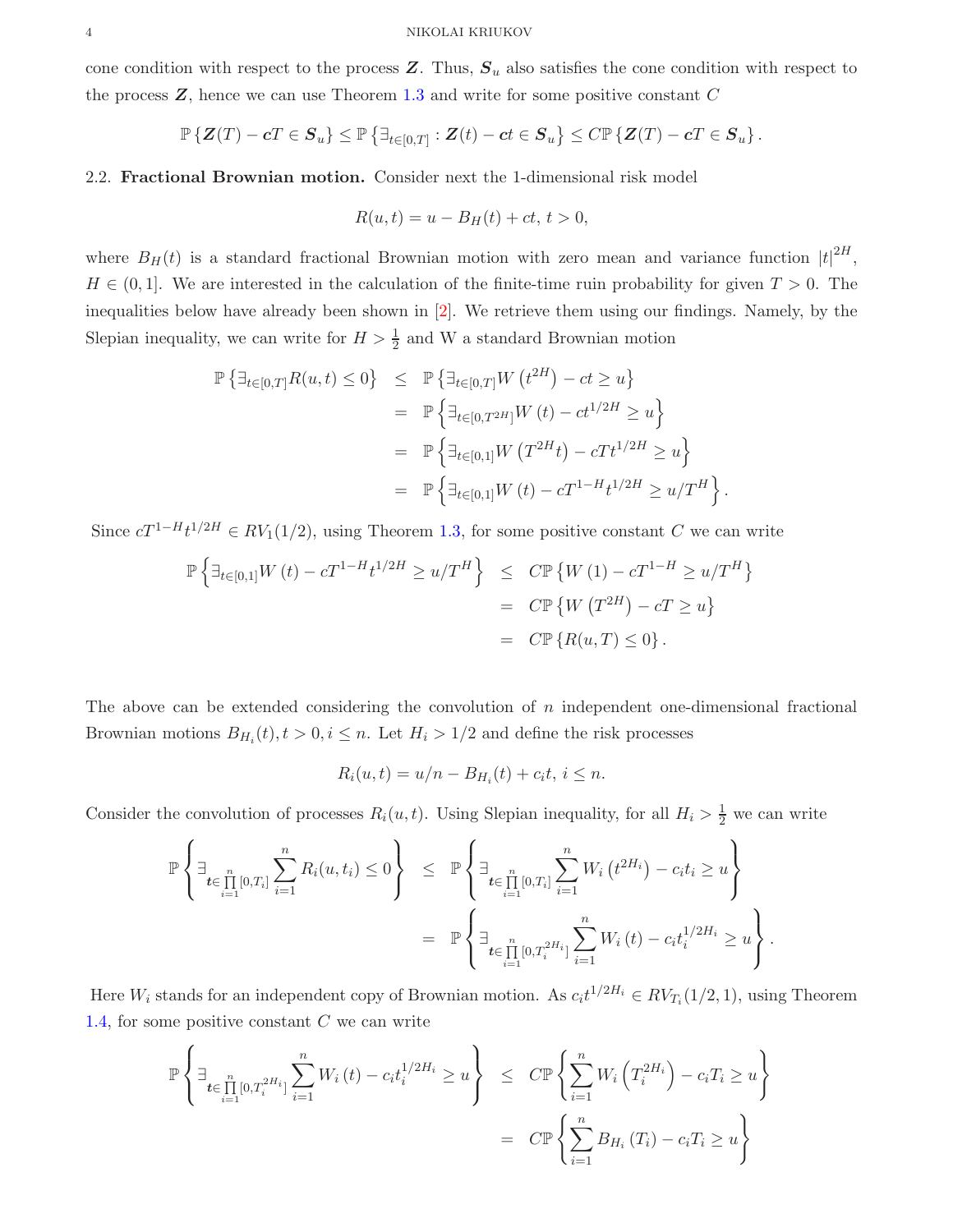cone condition with respect to the process $\boldsymbol{Z}$. Thus, $\boldsymbol{S}_u$ also satisfies the cone condition with respect to the process $\boldsymbol{Z}$, hence we can use Theorem 1.3 and write for some positive constant $C$

$$\mathbb{P}\left\{\boldsymbol{Z}(T) - \boldsymbol{c}T \in \boldsymbol{S}_u\right\} \le \mathbb{P}\left\{\exists_{t\in[0,T]} : \boldsymbol{Z}(t) - \boldsymbol{c}t \in \boldsymbol{S}_u\right\} \le C\mathbb{P}\left\{\boldsymbol{Z}(T) - \boldsymbol{c}T \in \boldsymbol{S}_u\right\}.$$

2.2. **Fractional Brownian motion.** Consider next the 1-dimensional risk model

$$R(u,t) = u - B_H(t) + ct,\ t > 0,$$

where $B_H(t)$ is a standard fractional Brownian motion with zero mean and variance function $|t|^{2H}$, $H \in (0,1]$. We are interested in the calculation of the finite-time ruin probability for given $T > 0$. The inequalities below have already been shown in [2]. We retrieve them using our findings. Namely, by the Slepian inequality, we can write for $H > \frac{1}{2}$ and W a standard Brownian motion

$$\begin{aligned}
\mathbb{P}\left\{\exists_{t\in[0,T]} R(u,t) \le 0\right\} &\le \mathbb{P}\left\{\exists_{t\in[0,T]} W\left(t^{2H}\right) - ct \ge u\right\} \\
&= \mathbb{P}\left\{\exists_{t\in[0,T^{2H}]} W\left(t\right) - ct^{1/2H} \ge u\right\} \\
&= \mathbb{P}\left\{\exists_{t\in[0,1]} W\left(T^{2H}t\right) - cTt^{1/2H} \ge u\right\} \\
&= \mathbb{P}\left\{\exists_{t\in[0,1]} W\left(t\right) - cT^{1-H}t^{1/2H} \ge u/T^{H}\right\}.
\end{aligned}$$

Since $cT^{1-H}t^{1/2H} \in RV_1(1/2)$, using Theorem 1.3, for some positive constant $C$ we can write

$$\begin{aligned}
\mathbb{P}\left\{\exists_{t\in[0,1]} W\left(t\right) - cT^{1-H}t^{1/2H} \ge u/T^{H}\right\} &\le C\mathbb{P}\left\{W\left(1\right) - cT^{1-H} \ge u/T^{H}\right\} \\
&= C\mathbb{P}\left\{W\left(T^{2H}\right) - cT \ge u\right\} \\
&= C\mathbb{P}\left\{R(u,T) \le 0\right\}.
\end{aligned}$$

The above can be extended considering the convolution of $n$ independent one-dimensional fractional Brownian motions $B_{H_i}(t), t > 0, i \le n$. Let $H_i > 1/2$ and define the risk processes

$$R_i(u,t) = u/n - B_{H_i}(t) + c_i t,\ i \le n.$$

Consider the convolution of processes $R_i(u,t)$. Using Slepian inequality, for all $H_i > \frac{1}{2}$ we can write

$$\begin{aligned}
\mathbb{P}\left\{\exists_{\boldsymbol{t}\in\prod_{i=1}^{n}[0,T_i]} \sum_{i=1}^{n} R_i(u,t_i) \le 0\right\} &\le \mathbb{P}\left\{\exists_{\boldsymbol{t}\in\prod_{i=1}^{n}[0,T_i]} \sum_{i=1}^{n} W_i\left(t^{2H_i}\right) - c_i t_i \ge u\right\} \\
&= \mathbb{P}\left\{\exists_{\boldsymbol{t}\in\prod_{i=1}^{n}[0,T_i^{2H_i}]} \sum_{i=1}^{n} W_i\left(t\right) - c_i t_i^{1/2H_i} \ge u\right\}.
\end{aligned}$$

Here $W_i$ stands for an independent copy of Brownian motion. As $c_i t^{1/2H_i} \in RV_{T_i}(1/2, 1)$, using Theorem 1.4, for some positive constant $C$ we can write

$$\begin{aligned}
\mathbb{P}\left\{\exists_{\boldsymbol{t}\in\prod_{i=1}^{n}[0,T_i^{2H_i}]} \sum_{i=1}^{n} W_i\left(t\right) - c_i t_i^{1/2H_i} \ge u\right\} &\le C\mathbb{P}\left\{\sum_{i=1}^{n} W_i\left(T_i^{2H_i}\right) - c_i T_i \ge u\right\} \\
&= C\mathbb{P}\left\{\sum_{i=1}^{n} B_{H_i}\left(T_i\right) - c_i T_i \ge u\right\}
\end{aligned}$$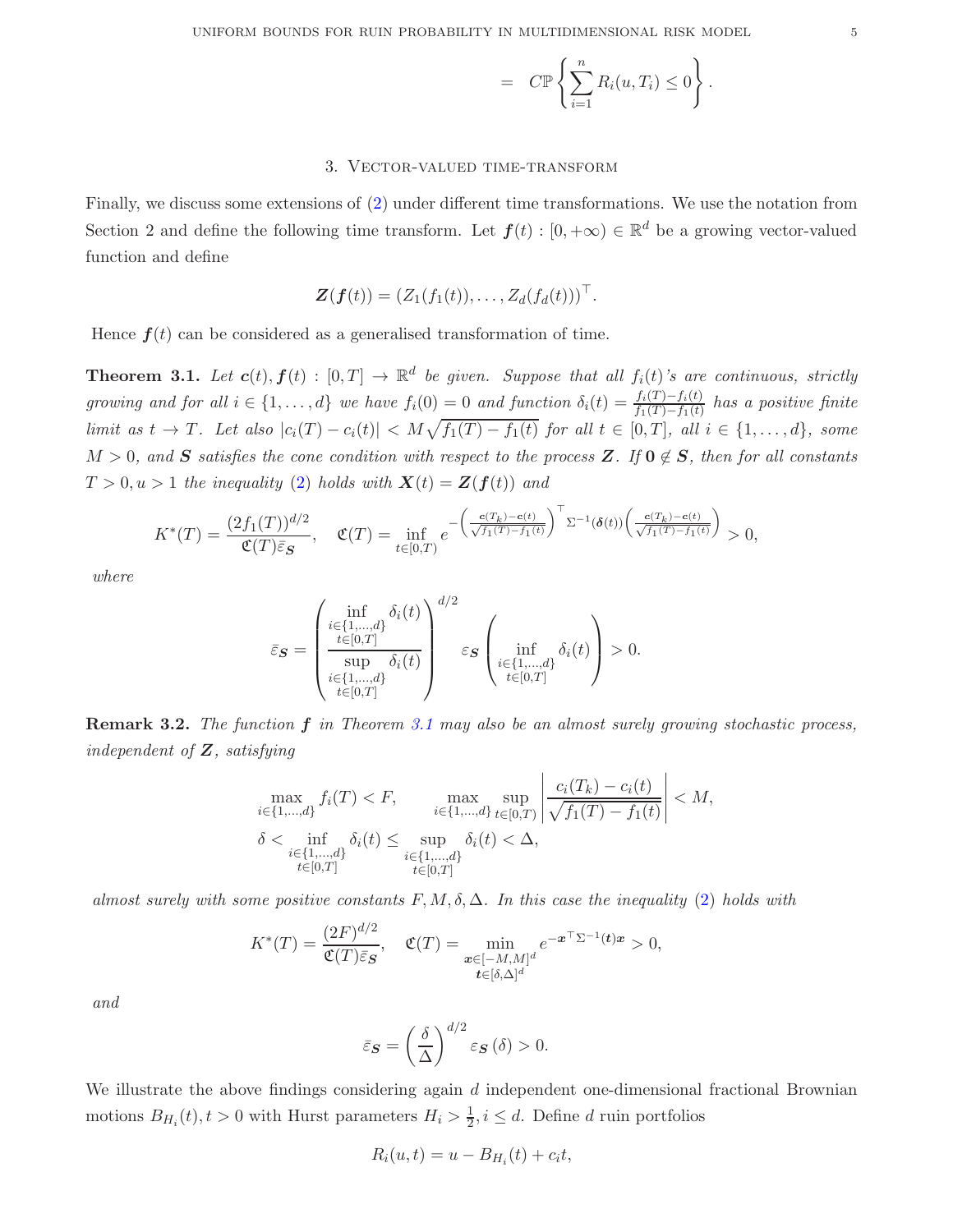$$= C\mathbb{P}\left\{\sum_{i=1}^{n} R_i(u, T_i) \le 0\right\}.$$

## 3. Vector-valued time-transform

Finally, we discuss some extensions of (2) under different time transformations. We use the notation from Section 2 and define the following time transform. Let $\boldsymbol{f}(t) : [0, +\infty) \in \mathbb{R}^d$ be a growing vector-valued function and define

$$\boldsymbol{Z}(\boldsymbol{f}(t)) = (Z_1(f_1(t)), \ldots, Z_d(f_d(t)))^\top.$$

Hence $\boldsymbol{f}(t)$ can be considered as a generalised transformation of time.

**Theorem 3.1.** *Let $\boldsymbol{c}(t), \boldsymbol{f}(t) : [0, T] \to \mathbb{R}^d$ be given. Suppose that all $f_i(t)$'s are continuous, strictly growing and for all $i \in \{1, \ldots, d\}$ we have $f_i(0) = 0$ and function $\delta_i(t) = \frac{f_i(T) - f_i(t)}{f_1(T) - f_1(t)}$ has a positive finite limit as $t \to T$. Let also $|c_i(T) - c_i(t)| < M\sqrt{f_1(T) - f_1(t)}$ for all $t \in [0, T]$, all $i \in \{1, \ldots, d\}$, some $M > 0$, and $\boldsymbol{S}$ satisfies the cone condition with respect to the process $\boldsymbol{Z}$. If $\boldsymbol{0} \notin \boldsymbol{S}$, then for all constants $T > 0, u > 1$ the inequality (2) holds with $\boldsymbol{X}(t) = \boldsymbol{Z}(\boldsymbol{f}(t))$ and*

$$K^*(T) = \frac{(2f_1(T))^{d/2}}{\mathfrak{C}(T)\bar{\varepsilon}_{\boldsymbol{S}}}, \quad \mathfrak{C}(T) = \inf_{t \in [0,T)} e^{-\left(\frac{\boldsymbol{c}(T_k) - \boldsymbol{c}(t)}{\sqrt{f_1(T) - f_1(t)}}\right)^\top \Sigma^{-1}(\boldsymbol{\delta}(t)) \left(\frac{\boldsymbol{c}(T_k) - \boldsymbol{c}(t)}{\sqrt{f_1(T) - f_1(t)}}\right)} > 0,$$

*where*

$$\bar{\varepsilon}_{\boldsymbol{S}} = \left(\frac{\inf\limits_{\substack{i \in \{1,\ldots,d\} \\ t \in [0,T]}} \delta_i(t)}{\sup\limits_{\substack{i \in \{1,\ldots,d\} \\ t \in [0,T]}} \delta_i(t)}\right)^{d/2} \varepsilon_{\boldsymbol{S}}\left(\inf_{\substack{i \in \{1,\ldots,d\} \\ t \in [0,T]}} \delta_i(t)\right) > 0.$$

**Remark 3.2.** *The function $\boldsymbol{f}$ in Theorem 3.1 may also be an almost surely growing stochastic process, independent of $\boldsymbol{Z}$, satisfying*

$$\max_{i \in \{1,\ldots,d\}} f_i(T) < F, \qquad \max_{i \in \{1,\ldots,d\}} \sup_{t \in [0,T)} \left|\frac{c_i(T_k) - c_i(t)}{\sqrt{f_1(T) - f_1(t)}}\right| < M,$$

$$\delta < \inf_{\substack{i \in \{1,\ldots,d\} \\ t \in [0,T]}} \delta_i(t) \le \sup_{\substack{i \in \{1,\ldots,d\} \\ t \in [0,T]}} \delta_i(t) < \Delta,$$

*almost surely with some positive constants $F, M, \delta, \Delta$. In this case the inequality (2) holds with*

$$K^*(T) = \frac{(2F)^{d/2}}{\mathfrak{C}(T)\bar{\varepsilon}_{\boldsymbol{S}}}, \quad \mathfrak{C}(T) = \min_{\substack{\boldsymbol{x} \in [-M,M]^d \\ \boldsymbol{t} \in [\delta, \Delta]^d}} e^{-\boldsymbol{x}^\top \Sigma^{-1}(\boldsymbol{t})\boldsymbol{x}} > 0,$$

*and*

$$\bar{\varepsilon}_{\boldsymbol{S}} = \left(\frac{\delta}{\Delta}\right)^{d/2} \varepsilon_{\boldsymbol{S}}(\delta) > 0.$$

We illustrate the above findings considering again $d$ independent one-dimensional fractional Brownian motions $B_{H_i}(t), t > 0$ with Hurst parameters $H_i > \frac{1}{2}, i \le d$. Define $d$ ruin portfolios

$$R_i(u, t) = u - B_{H_i}(t) + c_i t,$$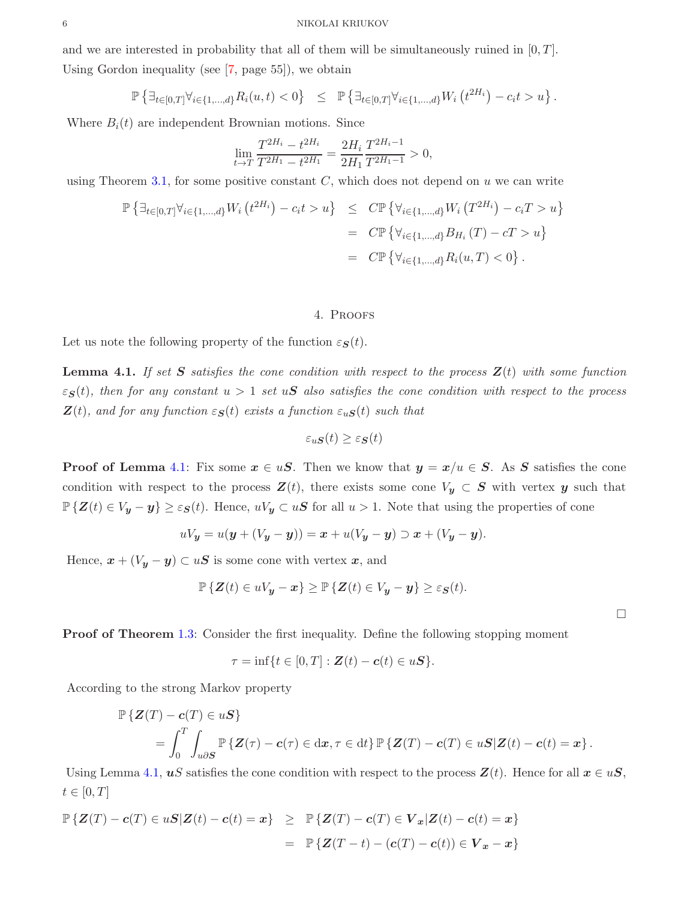and we are interested in probability that all of them will be simultaneously ruined in $[0,T]$. Using Gordon inequality (see [7, page 55]), we obtain

$$\mathbb{P}\left\{\exists_{t\in[0,T]}\forall_{i\in\{1,\dots,d\}} R_i(u,t)<0\right\} \quad\leq\quad \mathbb{P}\left\{\exists_{t\in[0,T]}\forall_{i\in\{1,\dots,d\}} W_i\left(t^{2H_i}\right)-c_i t>u\right\}.$$

Where $B_i(t)$ are independent Brownian motions. Since

$$\lim_{t\to T}\frac{T^{2H_i}-t^{2H_i}}{T^{2H_1}-t^{2H_1}}=\frac{2H_i}{2H_1}\frac{T^{2H_i-1}}{T^{2H_1-1}}>0,$$

using Theorem 3.1, for some positive constant $C$, which does not depend on $u$ we can write

$$\begin{aligned}
\mathbb{P}\left\{\exists_{t\in[0,T]}\forall_{i\in\{1,\dots,d\}} W_i\left(t^{2H_i}\right)-c_i t>u\right\} &\leq C\mathbb{P}\left\{\forall_{i\in\{1,\dots,d\}} W_i\left(T^{2H_i}\right)-c_i T>u\right\}\\
&= C\mathbb{P}\left\{\forall_{i\in\{1,\dots,d\}} B_{H_i}\left(T\right)-cT>u\right\}\\
&= C\mathbb{P}\left\{\forall_{i\in\{1,\dots,d\}} R_i(u,T)<0\right\}.
\end{aligned}$$

## 4. Proofs

Let us note the following property of the function $\varepsilon_{\boldsymbol{S}}(t)$.

**Lemma 4.1.** *If set $\boldsymbol{S}$ satisfies the cone condition with respect to the process $\boldsymbol{Z}(t)$ with some function $\varepsilon_{\boldsymbol{S}}(t)$, then for any constant $u>1$ set $u\boldsymbol{S}$ also satisfies the cone condition with respect to the process $\boldsymbol{Z}(t)$, and for any function $\varepsilon_{\boldsymbol{S}}(t)$ exists a function $\varepsilon_{u\boldsymbol{S}}(t)$ such that*

$$\varepsilon_{u\boldsymbol{S}}(t)\geq\varepsilon_{\boldsymbol{S}}(t)$$

**Proof of Lemma 4.1**: Fix some $\boldsymbol{x}\in u\boldsymbol{S}$. Then we know that $\boldsymbol{y}=\boldsymbol{x}/u\in\boldsymbol{S}$. As $\boldsymbol{S}$ satisfies the cone condition with respect to the process $\boldsymbol{Z}(t)$, there exists some cone $V_{\boldsymbol{y}}\subset\boldsymbol{S}$ with vertex $\boldsymbol{y}$ such that $\mathbb{P}\left\{\boldsymbol{Z}(t)\in V_{\boldsymbol{y}}-\boldsymbol{y}\right\}\geq\varepsilon_{\boldsymbol{S}}(t)$. Hence, $uV_{\boldsymbol{y}}\subset u\boldsymbol{S}$ for all $u>1$. Note that using the properties of cone

$$uV_{\boldsymbol{y}}=u(\boldsymbol{y}+(V_{\boldsymbol{y}}-\boldsymbol{y}))=\boldsymbol{x}+u(V_{\boldsymbol{y}}-\boldsymbol{y})\supset\boldsymbol{x}+(V_{\boldsymbol{y}}-\boldsymbol{y}).$$

Hence, $\boldsymbol{x}+(V_{\boldsymbol{y}}-\boldsymbol{y})\subset u\boldsymbol{S}$ is some cone with vertex $\boldsymbol{x}$, and

$$\mathbb{P}\left\{\boldsymbol{Z}(t)\in uV_{\boldsymbol{y}}-\boldsymbol{x}\right\}\geq\mathbb{P}\left\{\boldsymbol{Z}(t)\in V_{\boldsymbol{y}}-\boldsymbol{y}\right\}\geq\varepsilon_{\boldsymbol{S}}(t).$$

□

**Proof of Theorem 1.3**: Consider the first inequality. Define the following stopping moment

$$\tau=\inf\{t\in[0,T]:\boldsymbol{Z}(t)-\boldsymbol{c}(t)\in u\boldsymbol{S}\}.$$

According to the strong Markov property

$$\begin{aligned}
&\mathbb{P}\left\{\boldsymbol{Z}(T)-\boldsymbol{c}(T)\in u\boldsymbol{S}\right\}\\
&\qquad=\int_0^T\int_{u\partial\boldsymbol{S}}\mathbb{P}\left\{\boldsymbol{Z}(\tau)-\boldsymbol{c}(\tau)\in\mathrm{d}\boldsymbol{x},\tau\in\mathrm{d}t\right\}\mathbb{P}\left\{\boldsymbol{Z}(T)-\boldsymbol{c}(T)\in u\boldsymbol{S}|\boldsymbol{Z}(t)-\boldsymbol{c}(t)=\boldsymbol{x}\right\}.
\end{aligned}$$

Using Lemma 4.1, $\boldsymbol{u}S$ satisfies the cone condition with respect to the process $\boldsymbol{Z}(t)$. Hence for all $\boldsymbol{x}\in u\boldsymbol{S}$, $t\in[0,T]$

$$\begin{aligned}
\mathbb{P}\left\{\boldsymbol{Z}(T)-\boldsymbol{c}(T)\in u\boldsymbol{S}|\boldsymbol{Z}(t)-\boldsymbol{c}(t)=\boldsymbol{x}\right\} &\geq \mathbb{P}\left\{\boldsymbol{Z}(T)-\boldsymbol{c}(T)\in\boldsymbol{V}_{\boldsymbol{x}}|\boldsymbol{Z}(t)-\boldsymbol{c}(t)=\boldsymbol{x}\right\}\\
&= \mathbb{P}\left\{\boldsymbol{Z}(T-t)-(\boldsymbol{c}(T)-\boldsymbol{c}(t))\in\boldsymbol{V}_{\boldsymbol{x}}-\boldsymbol{x}\right\}
\end{aligned}$$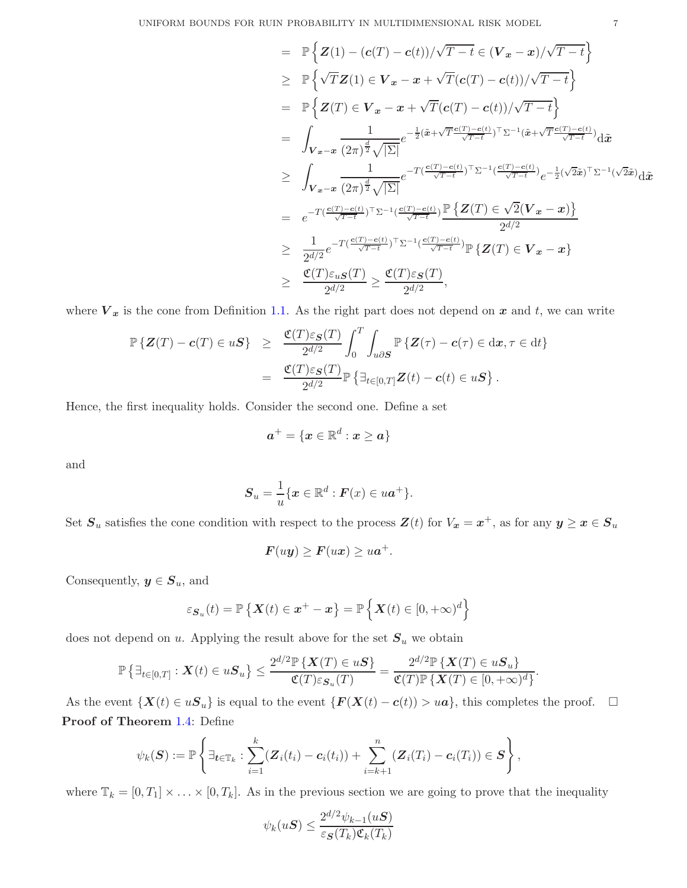$$
\begin{aligned}
&= \mathbb{P}\left\{ \boldsymbol{Z}(1) - (\boldsymbol{c}(T)-\boldsymbol{c}(t))/\sqrt{T-t} \in (\boldsymbol{V}_{\boldsymbol{x}} - \boldsymbol{x})/\sqrt{T-t} \right\} \\
&\geq \mathbb{P}\left\{ \sqrt{T}\boldsymbol{Z}(1) \in \boldsymbol{V}_{\boldsymbol{x}} - \boldsymbol{x} + \sqrt{T}(\boldsymbol{c}(T)-\boldsymbol{c}(t))/\sqrt{T-t} \right\} \\
&= \mathbb{P}\left\{ \boldsymbol{Z}(T) \in \boldsymbol{V}_{\boldsymbol{x}} - \boldsymbol{x} + \sqrt{T}(\boldsymbol{c}(T)-\boldsymbol{c}(t))/\sqrt{T-t} \right\} \\
&= \int_{\boldsymbol{V}_{\boldsymbol{x}} - \boldsymbol{x}} \frac{1}{(2\pi)^{\frac{d}{2}}\sqrt{|\Sigma|}} e^{-\frac{1}{2}(\tilde{\boldsymbol{x}} + \sqrt{T}\frac{\boldsymbol{c}(T)-\boldsymbol{c}(t)}{\sqrt{T-t}})^\top \Sigma^{-1} (\tilde{\boldsymbol{x}} + \sqrt{T}\frac{\boldsymbol{c}(T)-\boldsymbol{c}(t)}{\sqrt{T-t}})} \mathrm{d}\tilde{\boldsymbol{x}} \\
&\geq \int_{\boldsymbol{V}_{\boldsymbol{x}} - \boldsymbol{x}} \frac{1}{(2\pi)^{\frac{d}{2}}\sqrt{|\Sigma|}} e^{-T(\frac{\boldsymbol{c}(T)-\boldsymbol{c}(t)}{\sqrt{T-t}})^\top \Sigma^{-1} (\frac{\boldsymbol{c}(T)-\boldsymbol{c}(t)}{\sqrt{T-t}})} e^{-\frac{1}{2}(\sqrt{2}\tilde{\boldsymbol{x}})^\top \Sigma^{-1} (\sqrt{2}\tilde{\boldsymbol{x}})} \mathrm{d}\tilde{\boldsymbol{x}} \\
&= e^{-T(\frac{\boldsymbol{c}(T)-\boldsymbol{c}(t)}{\sqrt{T-t}})^\top \Sigma^{-1} (\frac{\boldsymbol{c}(T)-\boldsymbol{c}(t)}{\sqrt{T-t}})} \frac{\mathbb{P}\left\{ \boldsymbol{Z}(T) \in \sqrt{2}(\boldsymbol{V}_{\boldsymbol{x}} - \boldsymbol{x}) \right\}}{2^{d/2}} \\
&\geq \frac{1}{2^{d/2}} e^{-T(\frac{\boldsymbol{c}(T)-\boldsymbol{c}(t)}{\sqrt{T-t}})^\top \Sigma^{-1} (\frac{\boldsymbol{c}(T)-\boldsymbol{c}(t)}{\sqrt{T-t}})} \mathbb{P}\left\{ \boldsymbol{Z}(T) \in \boldsymbol{V}_{\boldsymbol{x}} - \boldsymbol{x} \right\} \\
&\geq \frac{\mathfrak{C}(T)\varepsilon_{u\boldsymbol{S}}(T)}{2^{d/2}} \geq \frac{\mathfrak{C}(T)\varepsilon_{\boldsymbol{S}}(T)}{2^{d/2}},
\end{aligned}
$$

where $\boldsymbol{V}_{\boldsymbol{x}}$ is the cone from Definition 1.1. As the right part does not depend on $\boldsymbol{x}$ and $t$, we can write

$$
\begin{aligned}
\mathbb{P}\left\{ \boldsymbol{Z}(T) - \boldsymbol{c}(T) \in u\boldsymbol{S} \right\} &\geq \frac{\mathfrak{C}(T)\varepsilon_{\boldsymbol{S}}(T)}{2^{d/2}} \int_0^T \int_{u\partial \boldsymbol{S}} \mathbb{P}\left\{ \boldsymbol{Z}(\tau) - \boldsymbol{c}(\tau) \in \mathrm{d}\boldsymbol{x}, \tau \in \mathrm{d}t \right\} \\
&= \frac{\mathfrak{C}(T)\varepsilon_{\boldsymbol{S}}(T)}{2^{d/2}} \mathbb{P}\left\{ \exists_{t\in[0,T]} \boldsymbol{Z}(t) - \boldsymbol{c}(t) \in u\boldsymbol{S} \right\}.
\end{aligned}
$$

Hence, the first inequality holds. Consider the second one. Define a set

$$
\boldsymbol{a}^+ = \{ \boldsymbol{x} \in \mathbb{R}^d : \boldsymbol{x} \geq \boldsymbol{a} \}
$$

and

$$
\boldsymbol{S}_u = \frac{1}{u}\{ \boldsymbol{x} \in \mathbb{R}^d : \boldsymbol{F}(x) \in u\boldsymbol{a}^+ \}.
$$

Set $\boldsymbol{S}_u$ satisfies the cone condition with respect to the process $\boldsymbol{Z}(t)$ for $V_{\boldsymbol{x}} = \boldsymbol{x}^+$, as for any $\boldsymbol{y} \geq \boldsymbol{x} \in \boldsymbol{S}_u$

$$
\boldsymbol{F}(u\boldsymbol{y}) \geq \boldsymbol{F}(u\boldsymbol{x}) \geq u\boldsymbol{a}^+.
$$

Consequently, $\boldsymbol{y} \in \boldsymbol{S}_u$, and

$$
\varepsilon_{\boldsymbol{S}_u}(t) = \mathbb{P}\left\{ \boldsymbol{X}(t) \in \boldsymbol{x}^+ - \boldsymbol{x} \right\} = \mathbb{P}\left\{ \boldsymbol{X}(t) \in [0,+\infty)^d \right\}
$$

does not depend on $u$. Applying the result above for the set $\boldsymbol{S}_u$ we obtain

$$
\mathbb{P}\left\{ \exists_{t\in[0,T]} : \boldsymbol{X}(t) \in u\boldsymbol{S}_u \right\} \leq \frac{2^{d/2}\mathbb{P}\left\{ \boldsymbol{X}(T) \in u\boldsymbol{S} \right\}}{\mathfrak{C}(T)\varepsilon_{\boldsymbol{S}_u}(T)} = \frac{2^{d/2}\mathbb{P}\left\{ \boldsymbol{X}(T) \in u\boldsymbol{S}_u \right\}}{\mathfrak{C}(T)\mathbb{P}\left\{ \boldsymbol{X}(T) \in [0,+\infty)^d \right\}}.
$$

As the event $\{\boldsymbol{X}(t) \in u\boldsymbol{S}_u\}$ is equal to the event $\{\boldsymbol{F}(\boldsymbol{X}(t) - \boldsymbol{c}(t)) > u\boldsymbol{a}\}$, this completes the proof. $\square$

**Proof of Theorem 1.4**: Define

$$
\psi_k(\boldsymbol{S}) := \mathbb{P}\left\{ \exists_{\boldsymbol{t}\in\mathbb{T}_k} : \sum_{i=1}^{k} (\boldsymbol{Z}_i(t_i) - \boldsymbol{c}_i(t_i)) + \sum_{i=k+1}^{n} (\boldsymbol{Z}_i(T_i) - \boldsymbol{c}_i(T_i)) \in \boldsymbol{S} \right\},
$$

where $\mathbb{T}_k = [0,T_1] \times \ldots \times [0,T_k]$. As in the previous section we are going to prove that the inequality

$$
\psi_k(u\boldsymbol{S}) \leq \frac{2^{d/2}\psi_{k-1}(u\boldsymbol{S})}{\varepsilon_{\boldsymbol{S}}(T_k)\mathfrak{C}_k(T_k)}
$$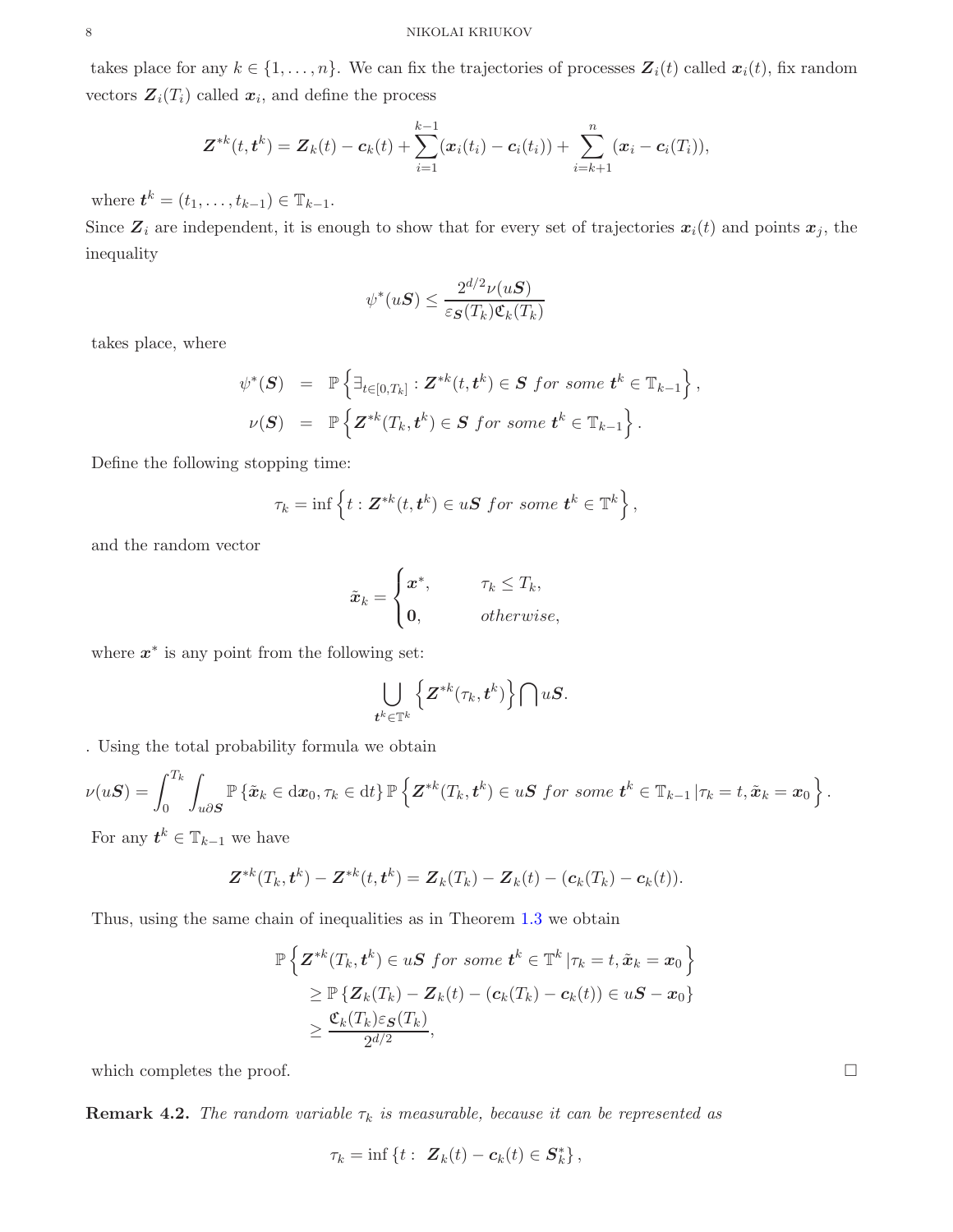takes place for any $k \in \{1, \ldots, n\}$. We can fix the trajectories of processes $\boldsymbol{Z}_i(t)$ called $\boldsymbol{x}_i(t)$, fix random vectors $\boldsymbol{Z}_i(T_i)$ called $\boldsymbol{x}_i$, and define the process

$$\boldsymbol{Z}^{*k}(t, \boldsymbol{t}^k) = \boldsymbol{Z}_k(t) - \boldsymbol{c}_k(t) + \sum_{i=1}^{k-1} (\boldsymbol{x}_i(t_i) - \boldsymbol{c}_i(t_i)) + \sum_{i=k+1}^{n} (\boldsymbol{x}_i - \boldsymbol{c}_i(T_i)),$$

where $\boldsymbol{t}^k = (t_1, \ldots, t_{k-1}) \in \mathbb{T}_{k-1}$.

Since $\boldsymbol{Z}_i$ are independent, it is enough to show that for every set of trajectories $\boldsymbol{x}_i(t)$ and points $\boldsymbol{x}_j$, the inequality

$$\psi^*(u\boldsymbol{S}) \leq \frac{2^{d/2}\nu(u\boldsymbol{S})}{\varepsilon_{\boldsymbol{S}}(T_k)\mathfrak{C}_k(T_k)}$$

takes place, where

$$\begin{aligned}
\psi^*(\boldsymbol{S}) &= \mathbb{P}\left\{\exists_{t\in[0,T_k]} : \boldsymbol{Z}^{*k}(t, \boldsymbol{t}^k) \in \boldsymbol{S} \textit{ for some } \boldsymbol{t}^k \in \mathbb{T}_{k-1}\right\}, \\
\nu(\boldsymbol{S}) &= \mathbb{P}\left\{\boldsymbol{Z}^{*k}(T_k, \boldsymbol{t}^k) \in \boldsymbol{S} \textit{ for some } \boldsymbol{t}^k \in \mathbb{T}_{k-1}\right\}.
\end{aligned}$$

Define the following stopping time:

$$\tau_k = \inf\left\{t : \boldsymbol{Z}^{*k}(t, \boldsymbol{t}^k) \in u\boldsymbol{S} \textit{ for some } \boldsymbol{t}^k \in \mathbb{T}^k\right\},$$

and the random vector

$$\tilde{\boldsymbol{x}}_k = \begin{cases} \boldsymbol{x}^*, & \tau_k \leq T_k, \\ \boldsymbol{0}, & \textit{otherwise}, \end{cases}$$

where $\boldsymbol{x}^*$ is any point from the following set:

$$\bigcup_{\boldsymbol{t}^k \in \mathbb{T}^k} \left\{\boldsymbol{Z}^{*k}(\tau_k, \boldsymbol{t}^k)\right\} \bigcap u\boldsymbol{S}.$$

. Using the total probability formula we obtain

$$\nu(u\boldsymbol{S}) = \int_0^{T_k} \int_{u\partial\boldsymbol{S}} \mathbb{P}\left\{\tilde{\boldsymbol{x}}_k \in \mathrm{d}\boldsymbol{x}_0, \tau_k \in \mathrm{d}t\right\} \mathbb{P}\left\{\boldsymbol{Z}^{*k}(T_k, \boldsymbol{t}^k) \in u\boldsymbol{S} \textit{ for some } \boldsymbol{t}^k \in \mathbb{T}_{k-1} \,|\tau_k = t, \tilde{\boldsymbol{x}}_k = \boldsymbol{x}_0\right\}.$$

For any $\boldsymbol{t}^k \in \mathbb{T}_{k-1}$ we have

$$\boldsymbol{Z}^{*k}(T_k, \boldsymbol{t}^k) - \boldsymbol{Z}^{*k}(t, \boldsymbol{t}^k) = \boldsymbol{Z}_k(T_k) - \boldsymbol{Z}_k(t) - (\boldsymbol{c}_k(T_k) - \boldsymbol{c}_k(t)).$$

Thus, using the same chain of inequalities as in Theorem 1.3 we obtain

$$\begin{aligned}
&\mathbb{P}\left\{\boldsymbol{Z}^{*k}(T_k, \boldsymbol{t}^k) \in u\boldsymbol{S} \textit{ for some } \boldsymbol{t}^k \in \mathbb{T}^k \,|\tau_k = t, \tilde{\boldsymbol{x}}_k = \boldsymbol{x}_0\right\} \\
&\quad \geq \mathbb{P}\left\{\boldsymbol{Z}_k(T_k) - \boldsymbol{Z}_k(t) - (\boldsymbol{c}_k(T_k) - \boldsymbol{c}_k(t)) \in u\boldsymbol{S} - \boldsymbol{x}_0\right\} \\
&\quad \geq \frac{\mathfrak{C}_k(T_k)\varepsilon_{\boldsymbol{S}}(T_k)}{2^{d/2}},
\end{aligned}$$

which completes the proof. □

**Remark 4.2.** *The random variable $\tau_k$ is measurable, because it can be represented as*

$$\tau_k = \inf\left\{t : \; \boldsymbol{Z}_k(t) - \boldsymbol{c}_k(t) \in \boldsymbol{S}_k^*\right\},$$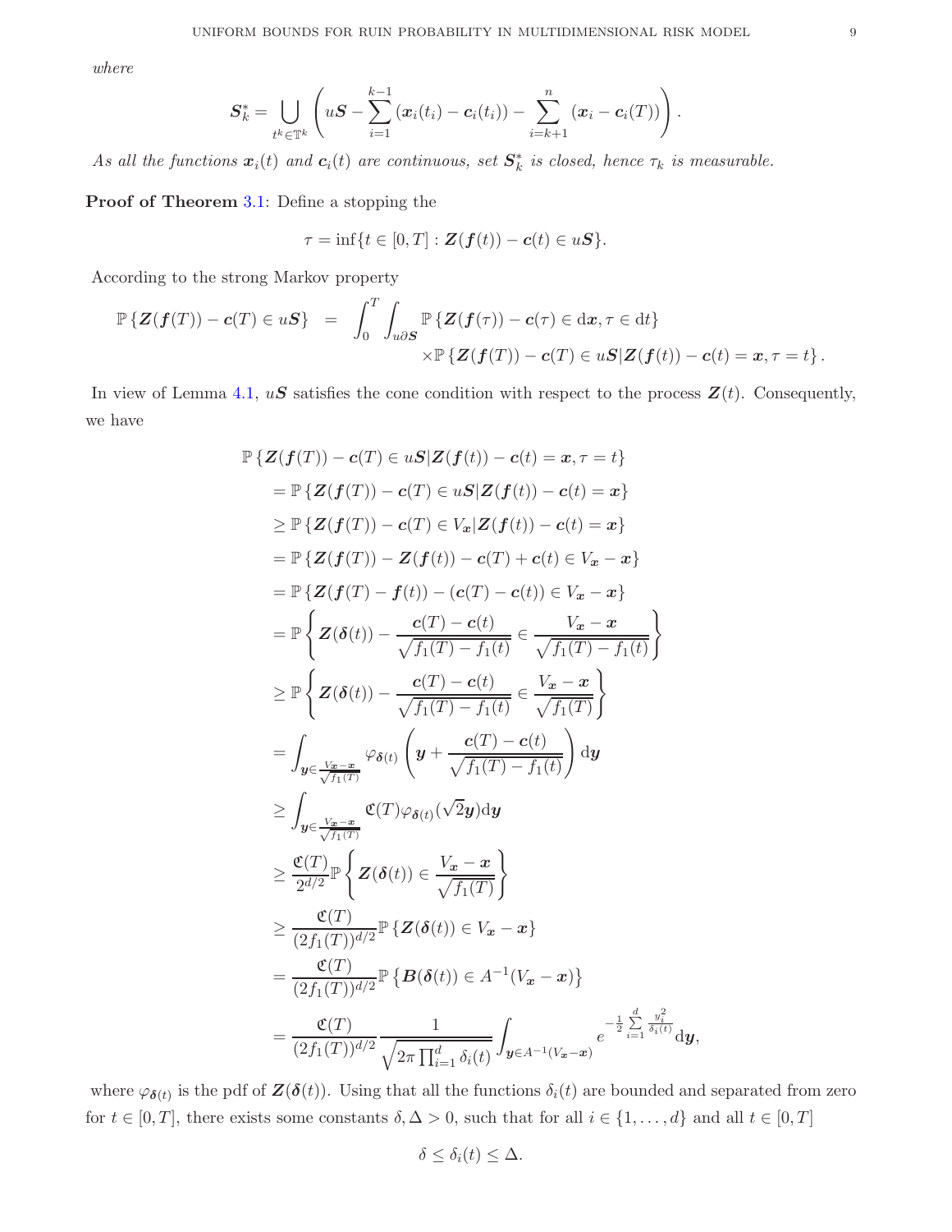*where*

$$\boldsymbol{S}_k^* = \bigcup_{t^k \in \mathbb{T}^k} \left( u\boldsymbol{S} - \sum_{i=1}^{k-1} (\boldsymbol{x}_i(t_i) - \boldsymbol{c}_i(t_i)) - \sum_{i=k+1}^{n} (\boldsymbol{x}_i - \boldsymbol{c}_i(T)) \right).$$

*As all the functions $\boldsymbol{x}_i(t)$ and $\boldsymbol{c}_i(t)$ are continuous, set $\boldsymbol{S}_k^*$ is closed, hence $\tau_k$ is measurable.*

**Proof of Theorem 3.1**: Define a stopping the

$$\tau = \inf\{t \in [0,T] : \boldsymbol{Z}(\boldsymbol{f}(t)) - \boldsymbol{c}(t) \in u\boldsymbol{S}\}.$$

According to the strong Markov property

$$\begin{aligned}
\mathbb{P}\left\{\boldsymbol{Z}(\boldsymbol{f}(T)) - \boldsymbol{c}(T) \in u\boldsymbol{S}\right\} &= \int_0^T \int_{u\partial \boldsymbol{S}} \mathbb{P}\left\{\boldsymbol{Z}(\boldsymbol{f}(\tau)) - \boldsymbol{c}(\tau) \in \mathrm{d}\boldsymbol{x}, \tau \in \mathrm{d}t\right\} \\
&\quad \times \mathbb{P}\left\{\boldsymbol{Z}(\boldsymbol{f}(T)) - \boldsymbol{c}(T) \in u\boldsymbol{S} | \boldsymbol{Z}(\boldsymbol{f}(t)) - \boldsymbol{c}(t) = \boldsymbol{x}, \tau = t\right\}.
\end{aligned}$$

In view of Lemma 4.1, $u\boldsymbol{S}$ satisfies the cone condition with respect to the process $\boldsymbol{Z}(t)$. Consequently, we have

$$\begin{aligned}
&\mathbb{P}\left\{\boldsymbol{Z}(\boldsymbol{f}(T)) - \boldsymbol{c}(T) \in u\boldsymbol{S} | \boldsymbol{Z}(\boldsymbol{f}(t)) - \boldsymbol{c}(t) = \boldsymbol{x}, \tau = t\right\} \\
&= \mathbb{P}\left\{\boldsymbol{Z}(\boldsymbol{f}(T)) - \boldsymbol{c}(T) \in u\boldsymbol{S} | \boldsymbol{Z}(\boldsymbol{f}(t)) - \boldsymbol{c}(t) = \boldsymbol{x}\right\} \\
&\geq \mathbb{P}\left\{\boldsymbol{Z}(\boldsymbol{f}(T)) - \boldsymbol{c}(T) \in V_{\boldsymbol{x}} | \boldsymbol{Z}(\boldsymbol{f}(t)) - \boldsymbol{c}(t) = \boldsymbol{x}\right\} \\
&= \mathbb{P}\left\{\boldsymbol{Z}(\boldsymbol{f}(T)) - \boldsymbol{Z}(\boldsymbol{f}(t)) - \boldsymbol{c}(T) + \boldsymbol{c}(t) \in V_{\boldsymbol{x}} - \boldsymbol{x}\right\} \\
&= \mathbb{P}\left\{\boldsymbol{Z}(\boldsymbol{f}(T) - \boldsymbol{f}(t)) - (\boldsymbol{c}(T) - \boldsymbol{c}(t)) \in V_{\boldsymbol{x}} - \boldsymbol{x}\right\} \\
&= \mathbb{P}\left\{\boldsymbol{Z}(\boldsymbol{\delta}(t)) - \frac{\boldsymbol{c}(T) - \boldsymbol{c}(t)}{\sqrt{f_1(T) - f_1(t)}} \in \frac{V_{\boldsymbol{x}} - \boldsymbol{x}}{\sqrt{f_1(T) - f_1(t)}}\right\} \\
&\geq \mathbb{P}\left\{\boldsymbol{Z}(\boldsymbol{\delta}(t)) - \frac{\boldsymbol{c}(T) - \boldsymbol{c}(t)}{\sqrt{f_1(T) - f_1(t)}} \in \frac{V_{\boldsymbol{x}} - \boldsymbol{x}}{\sqrt{f_1(T)}}\right\} \\
&= \int_{\boldsymbol{y} \in \frac{V_{\boldsymbol{x}} - \boldsymbol{x}}{\sqrt{f_1(T)}}} \varphi_{\boldsymbol{\delta}(t)}\left(\boldsymbol{y} + \frac{\boldsymbol{c}(T) - \boldsymbol{c}(t)}{\sqrt{f_1(T) - f_1(t)}}\right) \mathrm{d}\boldsymbol{y} \\
&\geq \int_{\boldsymbol{y} \in \frac{V_{\boldsymbol{x}} - \boldsymbol{x}}{\sqrt{f_1(T)}}} \mathfrak{C}(T) \varphi_{\boldsymbol{\delta}(t)}(\sqrt{2}\boldsymbol{y}) \mathrm{d}\boldsymbol{y} \\
&\geq \frac{\mathfrak{C}(T)}{2^{d/2}} \mathbb{P}\left\{\boldsymbol{Z}(\boldsymbol{\delta}(t)) \in \frac{V_{\boldsymbol{x}} - \boldsymbol{x}}{\sqrt{f_1(T)}}\right\} \\
&\geq \frac{\mathfrak{C}(T)}{(2f_1(T))^{d/2}} \mathbb{P}\left\{\boldsymbol{Z}(\boldsymbol{\delta}(t)) \in V_{\boldsymbol{x}} - \boldsymbol{x}\right\} \\
&= \frac{\mathfrak{C}(T)}{(2f_1(T))^{d/2}} \mathbb{P}\left\{\boldsymbol{B}(\boldsymbol{\delta}(t)) \in A^{-1}(V_{\boldsymbol{x}} - \boldsymbol{x})\right\} \\
&= \frac{\mathfrak{C}(T)}{(2f_1(T))^{d/2}} \frac{1}{\sqrt{2\pi \prod_{i=1}^d \delta_i(t)}} \int_{\boldsymbol{y} \in A^{-1}(V_{\boldsymbol{x}} - \boldsymbol{x})} e^{-\frac{1}{2}\sum\limits_{i=1}^{d} \frac{y_i^2}{\delta_i(t)}} \mathrm{d}\boldsymbol{y},
\end{aligned}$$

where $\varphi_{\boldsymbol{\delta}(t)}$ is the pdf of $\boldsymbol{Z}(\boldsymbol{\delta}(t))$. Using that all the functions $\delta_i(t)$ are bounded and separated from zero for $t \in [0,T]$, there exists some constants $\delta, \Delta > 0$, such that for all $i \in \{1, \ldots, d\}$ and all $t \in [0,T]$

$$\delta \leq \delta_i(t) \leq \Delta.$$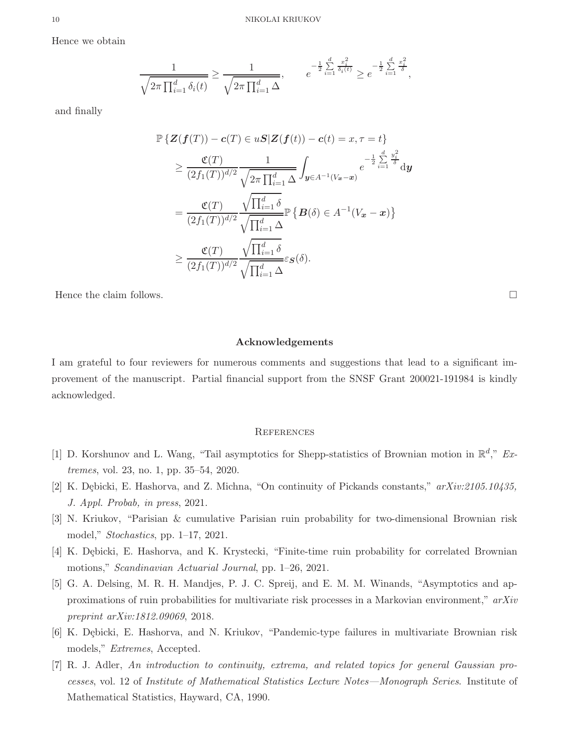Hence we obtain

$$
\frac{1}{\sqrt{2\pi \prod_{i=1}^{d} \delta_i(t)}} \geq \frac{1}{\sqrt{2\pi \prod_{i=1}^{d} \Delta}}, \qquad e^{-\frac{1}{2}\sum\limits_{i=1}^{d} \frac{x_i^2}{\delta_i(t)}} \geq e^{-\frac{1}{2}\sum\limits_{i=1}^{d} \frac{x_i^2}{\delta}},
$$

and finally

$$
\begin{aligned}
&\mathbb{P}\left\{ \boldsymbol{Z}(\boldsymbol{f}(T)) - \boldsymbol{c}(T) \in u\boldsymbol{S} | \boldsymbol{Z}(\boldsymbol{f}(t)) - \boldsymbol{c}(t) = x, \tau = t \right\} \\
&\quad \geq \frac{\mathfrak{C}(T)}{(2f_1(T))^{d/2}} \frac{1}{\sqrt{2\pi \prod_{i=1}^{d} \Delta}} \int_{\boldsymbol{y} \in A^{-1}(V_{\boldsymbol{x}} - \boldsymbol{x})} e^{-\frac{1}{2}\sum\limits_{i=1}^{d} \frac{y_i^2}{\delta}} \mathrm{d}\boldsymbol{y} \\
&\quad = \frac{\mathfrak{C}(T)}{(2f_1(T))^{d/2}} \frac{\sqrt{\prod_{i=1}^{d} \delta}}{\sqrt{\prod_{i=1}^{d} \Delta}} \mathbb{P}\left\{ \boldsymbol{B}(\delta) \in A^{-1}(V_{\boldsymbol{x}} - \boldsymbol{x}) \right\} \\
&\quad \geq \frac{\mathfrak{C}(T)}{(2f_1(T))^{d/2}} \frac{\sqrt{\prod_{i=1}^{d} \delta}}{\sqrt{\prod_{i=1}^{d} \Delta}} \varepsilon_{\boldsymbol{S}}(\delta).
\end{aligned}
$$

Hence the claim follows. □

## Acknowledgements

I am grateful to four reviewers for numerous comments and suggestions that lead to a significant improvement of the manuscript. Partial financial support from the SNSF Grant 200021-191984 is kindly acknowledged.

## References

[1] D. Korshunov and L. Wang, "Tail asymptotics for Shepp-statistics of Brownian motion in $\mathbb{R}^d$," *Extremes*, vol. 23, no. 1, pp. 35–54, 2020.

[2] K. Dębicki, E. Hashorva, and Z. Michna, "On continuity of Pickands constants," *arXiv:2105.10435, J. Appl. Probab, in press*, 2021.

[3] N. Kriukov, "Parisian & cumulative Parisian ruin probability for two-dimensional Brownian risk model," *Stochastics*, pp. 1–17, 2021.

[4] K. Dębicki, E. Hashorva, and K. Krystecki, "Finite-time ruin probability for correlated Brownian motions," *Scandinavian Actuarial Journal*, pp. 1–26, 2021.

[5] G. A. Delsing, M. R. H. Mandjes, P. J. C. Spreij, and E. M. M. Winands, "Asymptotics and approximations of ruin probabilities for multivariate risk processes in a Markovian environment," *arXiv preprint arXiv:1812.09069*, 2018.

[6] K. Dębicki, E. Hashorva, and N. Kriukov, "Pandemic-type failures in multivariate Brownian risk models," *Extremes*, Accepted.

[7] R. J. Adler, *An introduction to continuity, extrema, and related topics for general Gaussian processes*, vol. 12 of *Institute of Mathematical Statistics Lecture Notes—Monograph Series*. Institute of Mathematical Statistics, Hayward, CA, 1990.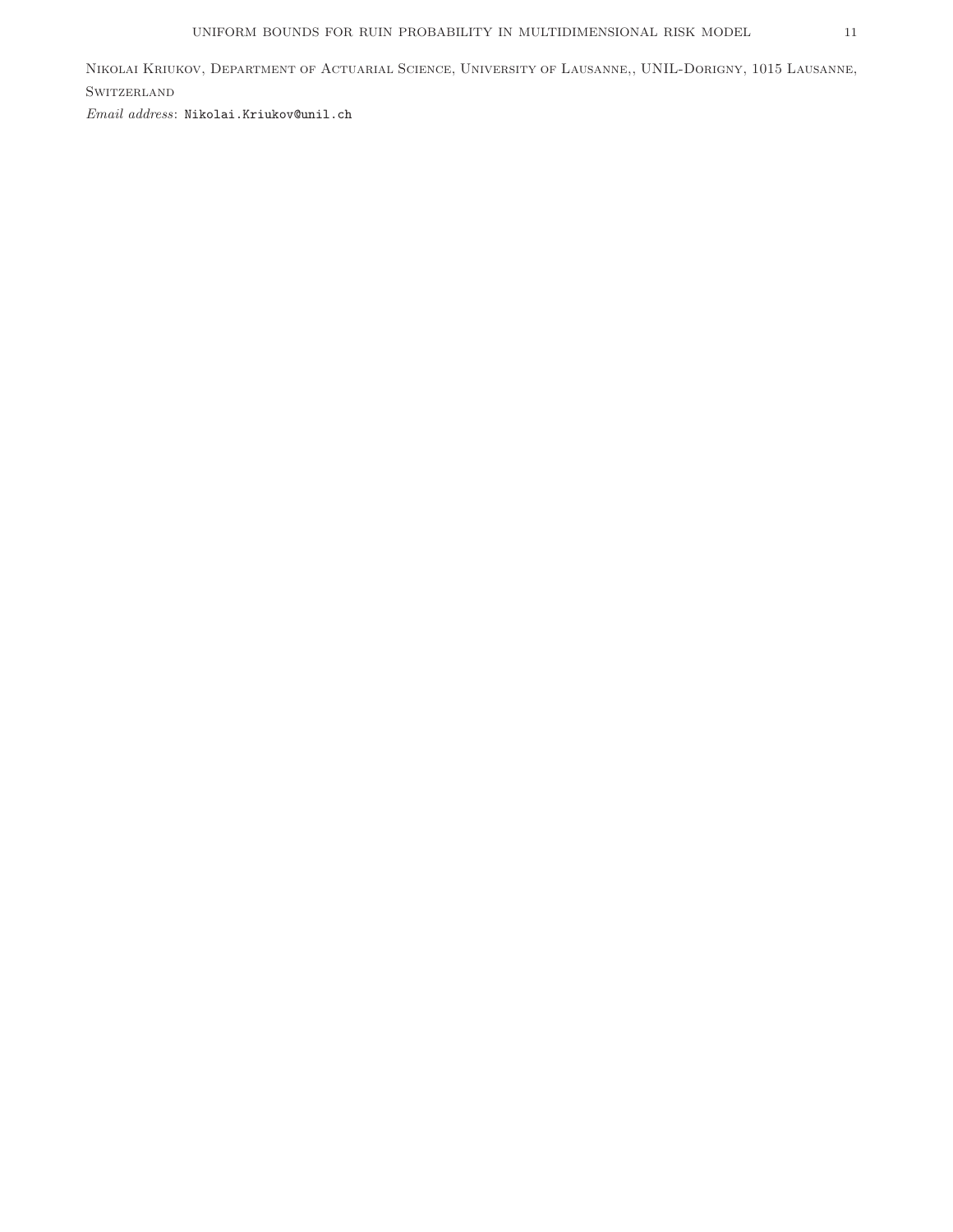Nikolai Kriukov, Department of Actuarial Science, University of Lausanne,, UNIL-Dorigny, 1015 Lausanne, Switzerland

*Email address*: Nikolai.Kriukov@unil.ch